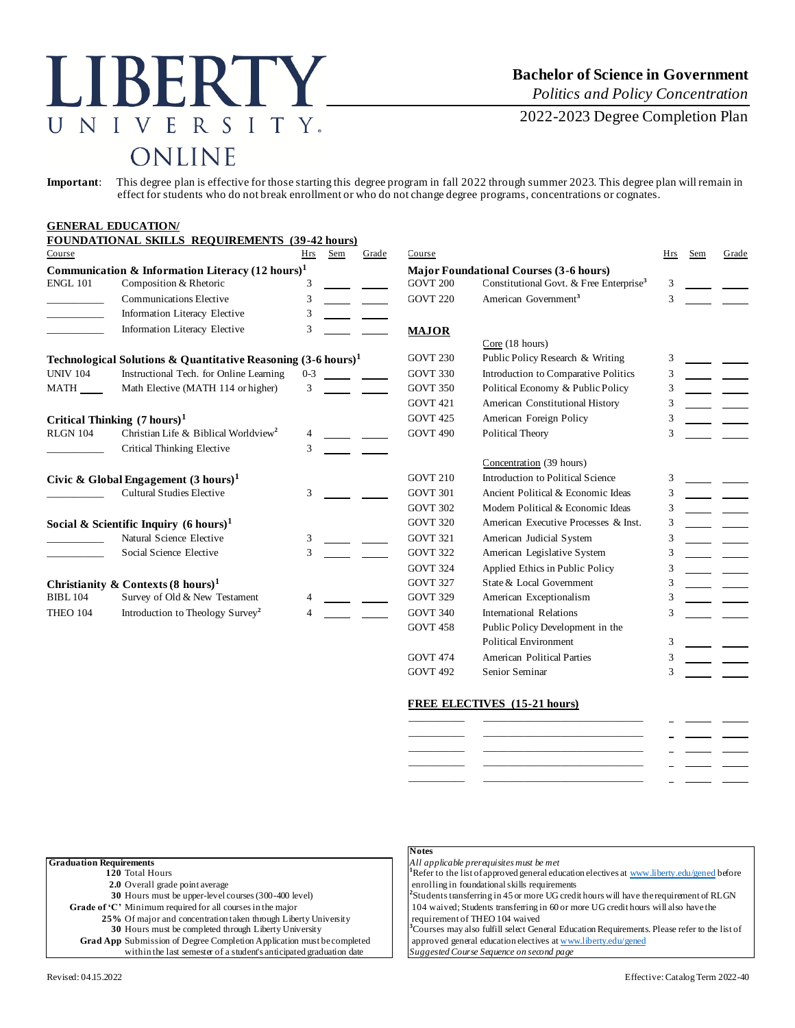# LIBERTY UNIVERSITY ONLINE

## Bachelor of Science in Government

*Politics and Policy Concentration*

2022-2023 Degree Completion Plan

**Important**: This degree plan is effective for those starting this degree program in fall 2022 through summer 2023. This degree plan will remain in effect for students who do not break enrollment or who do not change degree programs, concentrations or cognates.

### GENERAL EDUCATION/ FOUNDATIONAL SKILLS REQUIREMENTS (39-42 hours)

| Course | | Hrs | Sem | Grade |
|---|---|---|---|---|
| **Communication & Information Literacy (12 hours)[1]** | | | | |
| ENGL 101 | Composition & Rhetoric | 3 | | |
| ________ | Communications Elective | 3 | | |
| ________ | Information Literacy Elective | 3 | | |
| ________ | Information Literacy Elective | 3 | | |
| **Technological Solutions & Quantitative Reasoning (3-6 hours)[1]** | | | | |
| UNIV 104 | Instructional Tech. for Online Learning | 0-3 | | |
| MATH ____ | Math Elective (MATH 114 or higher) | 3 | | |
| **Critical Thinking (7 hours)[1]** | | | | |
| RLGN 104 | Christian Life & Biblical Worldview[2] | 4 | | |
| ________ | Critical Thinking Elective | 3 | | |
| **Civic & Global Engagement (3 hours)[1]** | | | | |
| ________ | Cultural Studies Elective | 3 | | |
| **Social & Scientific Inquiry (6 hours)[1]** | | | | |
| ________ | Natural Science Elective | 3 | | |
| ________ | Social Science Elective | 3 | | |
| **Christianity & Contexts (8 hours)[1]** | | | | |
| BIBL 104 | Survey of Old & New Testament | 4 | | |
| THEO 104 | Introduction to Theology Survey[2] | 4 | | |

| Course | | Hrs | Sem | Grade |
|---|---|---|---|---|
| **Major Foundational Courses (3-6 hours)** | | | | |
| GOVT 200 | Constitutional Govt. & Free Enterprise[3] | 3 | | |
| GOVT 220 | American Government[3] | 3 | | |
| **MAJOR** | | | | |
| | Core (18 hours) | | | |
| GOVT 230 | Public Policy Research & Writing | 3 | | |
| GOVT 330 | Introduction to Comparative Politics | 3 | | |
| GOVT 350 | Political Economy & Public Policy | 3 | | |
| GOVT 421 | American Constitutional History | 3 | | |
| GOVT 425 | American Foreign Policy | 3 | | |
| GOVT 490 | Political Theory | 3 | | |
| | Concentration (39 hours) | | | |
| GOVT 210 | Introduction to Political Science | 3 | | |
| GOVT 301 | Ancient Political & Economic Ideas | 3 | | |
| GOVT 302 | Modern Political & Economic Ideas | 3 | | |
| GOVT 320 | American Executive Processes & Inst. | 3 | | |
| GOVT 321 | American Judicial System | 3 | | |
| GOVT 322 | American Legislative System | 3 | | |
| GOVT 324 | Applied Ethics in Public Policy | 3 | | |
| GOVT 327 | State & Local Government | 3 | | |
| GOVT 329 | American Exceptionalism | 3 | | |
| GOVT 340 | International Relations | 3 | | |
| GOVT 458 | Public Policy Development in the Political Environment | 3 | | |
| GOVT 474 | American Political Parties | 3 | | |
| GOVT 492 | Senior Seminar | 3 | | |

### FREE ELECTIVES (15-21 hours)

| Course | | Hrs | Sem | Grade |
|---|---|---|---|---|
| | | | | |
| | | | | |
| | | | | |
| | | | | |
| | | | | |

**Graduation Requirements**

- **120** Total Hours
- **2.0** Overall grade point average
- **30** Hours must be upper-level courses (300-400 level)
- **Grade of 'C'** Minimum required for all courses in the major
- **25%** Of major and concentration taken through Liberty University
- **30** Hours must be completed through Liberty University
- **Grad App** Submission of Degree Completion Application must be completed within the last semester of a student's anticipated graduation date

**Notes**

*All applicable prerequisites must be met*

[1]Refer to the list of approved general education electives at www.liberty.edu/gened before enrolling in foundational skills requirements

[2]Students transferring in 45 or more UG credit hours will have the requirement of RLGN 104 waived; Students transferring in 60 or more UG credit hours will also have the requirement of THEO 104 waived

[3]Courses may also fulfill select General Education Requirements. Please refer to the list of approved general education electives at www.liberty.edu/gened

*Suggested Course Sequence on second page*

Revised: 04.15.2022

Effective: Catalog Term 2022-40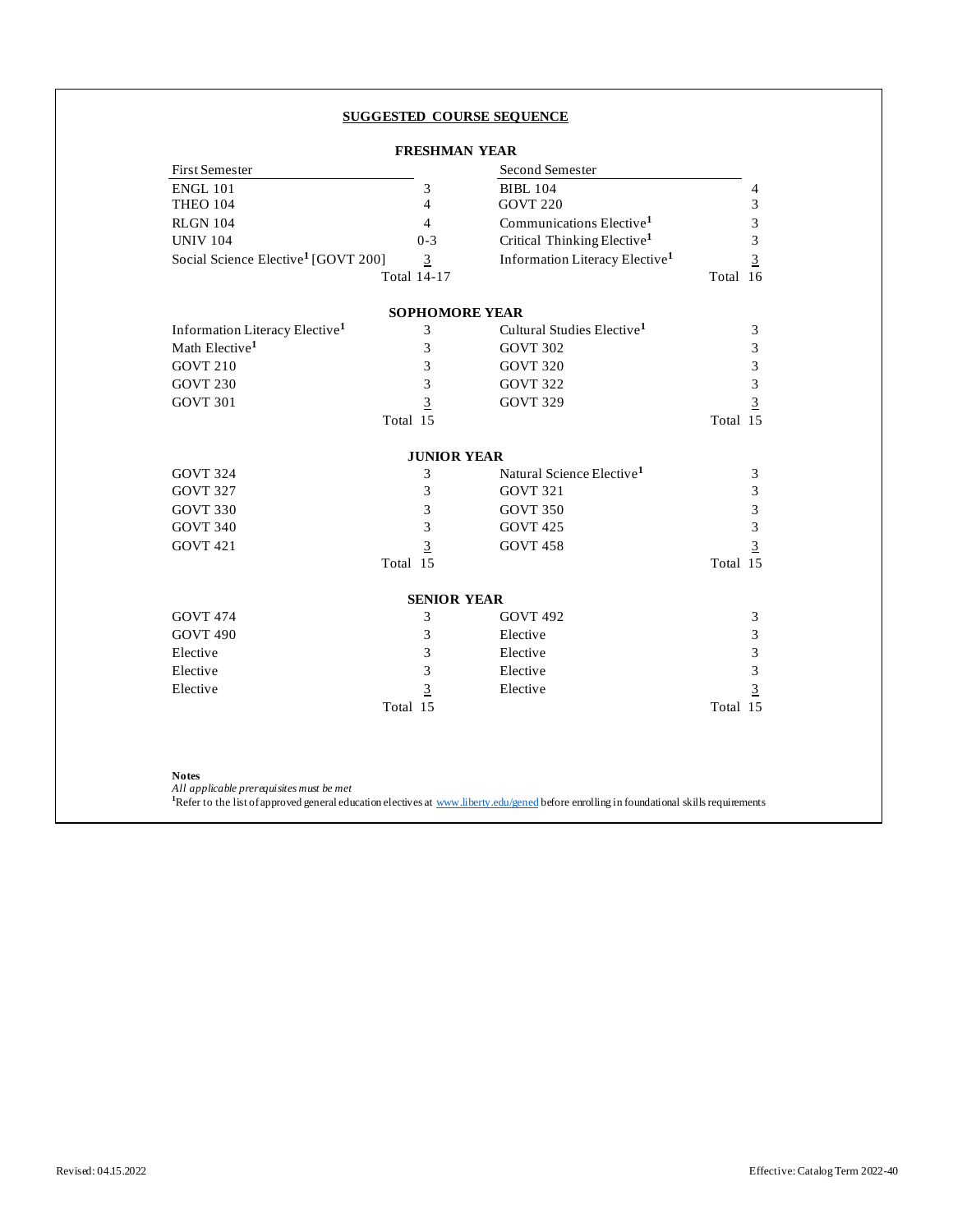## SUGGESTED COURSE SEQUENCE

### FRESHMAN YEAR

| First Semester | | Second Semester | |
|---|---|---|---|
| ENGL 101 | 3 | BIBL 104 | 4 |
| THEO 104 | 4 | GOVT 220 | 3 |
| RLGN 104 | 4 | Communications Elective[1] | 3 |
| UNIV 104 | 0-3 | Critical Thinking Elective[1] | 3 |
| Social Science Elective[1] [GOVT 200] | 3 | Information Literacy Elective[1] | 3 |
| | Total 14-17 | | Total 16 |

### SOPHOMORE YEAR

| | | | |
|---|---|---|---|
| Information Literacy Elective[1] | 3 | Cultural Studies Elective[1] | 3 |
| Math Elective[1] | 3 | GOVT 302 | 3 |
| GOVT 210 | 3 | GOVT 320 | 3 |
| GOVT 230 | 3 | GOVT 322 | 3 |
| GOVT 301 | 3 | GOVT 329 | 3 |
| | Total 15 | | Total 15 |

### JUNIOR YEAR

| | | | |
|---|---|---|---|
| GOVT 324 | 3 | Natural Science Elective[1] | 3 |
| GOVT 327 | 3 | GOVT 321 | 3 |
| GOVT 330 | 3 | GOVT 350 | 3 |
| GOVT 340 | 3 | GOVT 425 | 3 |
| GOVT 421 | 3 | GOVT 458 | 3 |
| | Total 15 | | Total 15 |

### SENIOR YEAR

| | | | |
|---|---|---|---|
| GOVT 474 | 3 | GOVT 492 | 3 |
| GOVT 490 | 3 | Elective | 3 |
| Elective | 3 | Elective | 3 |
| Elective | 3 | Elective | 3 |
| Elective | 3 | Elective | 3 |
| | Total 15 | | Total 15 |

**Notes**

*All applicable prerequisites must be met*

[1]Refer to the list of approved general education electives at www.liberty.edu/gened before enrolling in foundational skills requirements

Revised: 04.15.2022

Effective: Catalog Term 2022-40